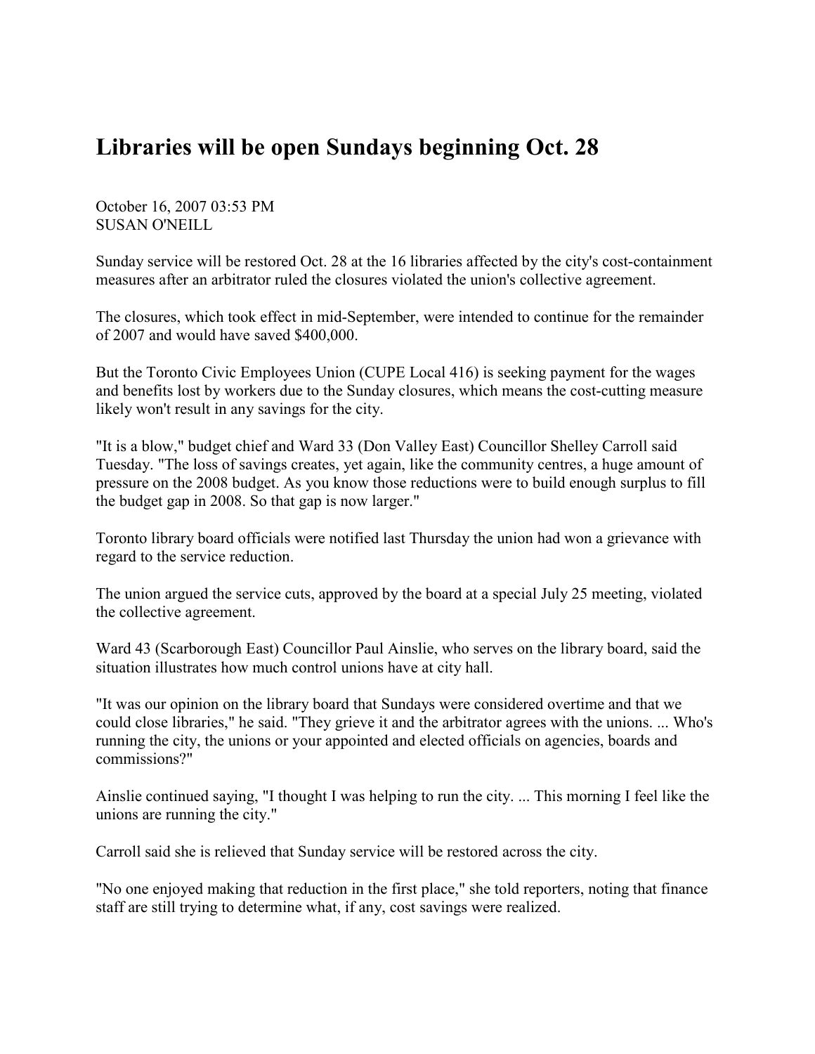# Libraries will be open Sundays beginning Oct. 28

October 16, 2007 03:53 PM
SUSAN O'NEILL

Sunday service will be restored Oct. 28 at the 16 libraries affected by the city's cost-containment measures after an arbitrator ruled the closures violated the union's collective agreement.

The closures, which took effect in mid-September, were intended to continue for the remainder of 2007 and would have saved $400,000.

But the Toronto Civic Employees Union (CUPE Local 416) is seeking payment for the wages and benefits lost by workers due to the Sunday closures, which means the cost-cutting measure likely won't result in any savings for the city.

"It is a blow," budget chief and Ward 33 (Don Valley East) Councillor Shelley Carroll said Tuesday. "The loss of savings creates, yet again, like the community centres, a huge amount of pressure on the 2008 budget. As you know those reductions were to build enough surplus to fill the budget gap in 2008. So that gap is now larger."

Toronto library board officials were notified last Thursday the union had won a grievance with regard to the service reduction.

The union argued the service cuts, approved by the board at a special July 25 meeting, violated the collective agreement.

Ward 43 (Scarborough East) Councillor Paul Ainslie, who serves on the library board, said the situation illustrates how much control unions have at city hall.

"It was our opinion on the library board that Sundays were considered overtime and that we could close libraries," he said. "They grieve it and the arbitrator agrees with the unions. ... Who's running the city, the unions or your appointed and elected officials on agencies, boards and commissions?"

Ainslie continued saying, "I thought I was helping to run the city. ... This morning I feel like the unions are running the city."

Carroll said she is relieved that Sunday service will be restored across the city.

"No one enjoyed making that reduction in the first place," she told reporters, noting that finance staff are still trying to determine what, if any, cost savings were realized.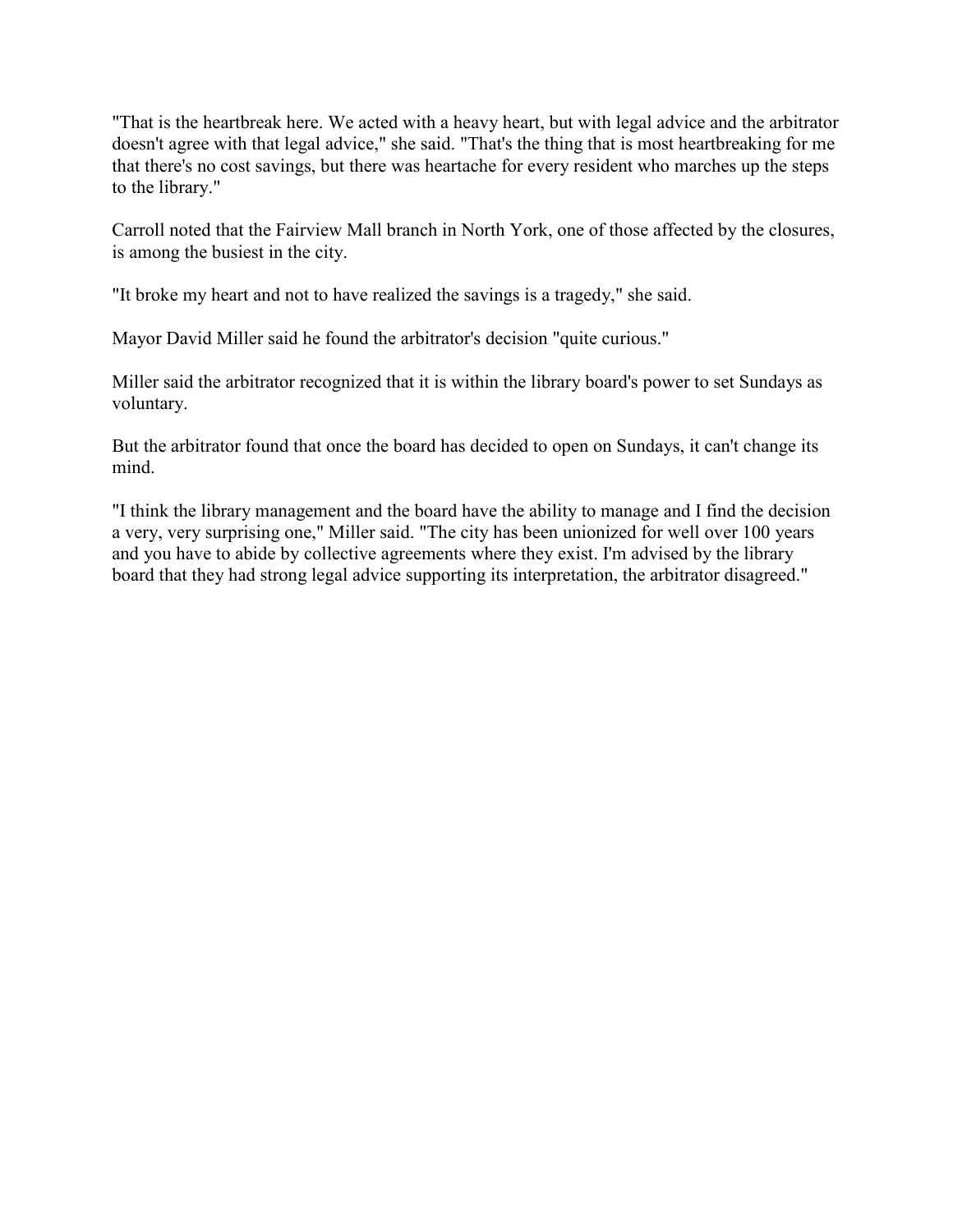"That is the heartbreak here. We acted with a heavy heart, but with legal advice and the arbitrator doesn't agree with that legal advice," she said. "That's the thing that is most heartbreaking for me that there's no cost savings, but there was heartache for every resident who marches up the steps to the library."

Carroll noted that the Fairview Mall branch in North York, one of those affected by the closures, is among the busiest in the city.

"It broke my heart and not to have realized the savings is a tragedy," she said.

Mayor David Miller said he found the arbitrator's decision "quite curious."

Miller said the arbitrator recognized that it is within the library board's power to set Sundays as voluntary.

But the arbitrator found that once the board has decided to open on Sundays, it can't change its mind.

"I think the library management and the board have the ability to manage and I find the decision a very, very surprising one," Miller said. "The city has been unionized for well over 100 years and you have to abide by collective agreements where they exist. I'm advised by the library board that they had strong legal advice supporting its interpretation, the arbitrator disagreed."